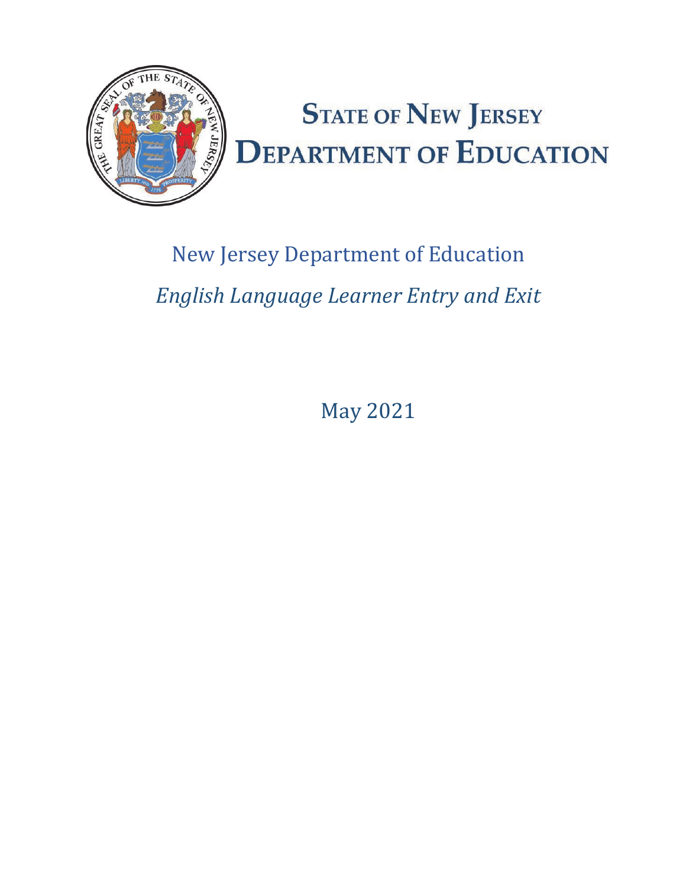# State of New Jersey Department of Education

New Jersey Department of Education

*English Language Learner Entry and Exit*

May 2021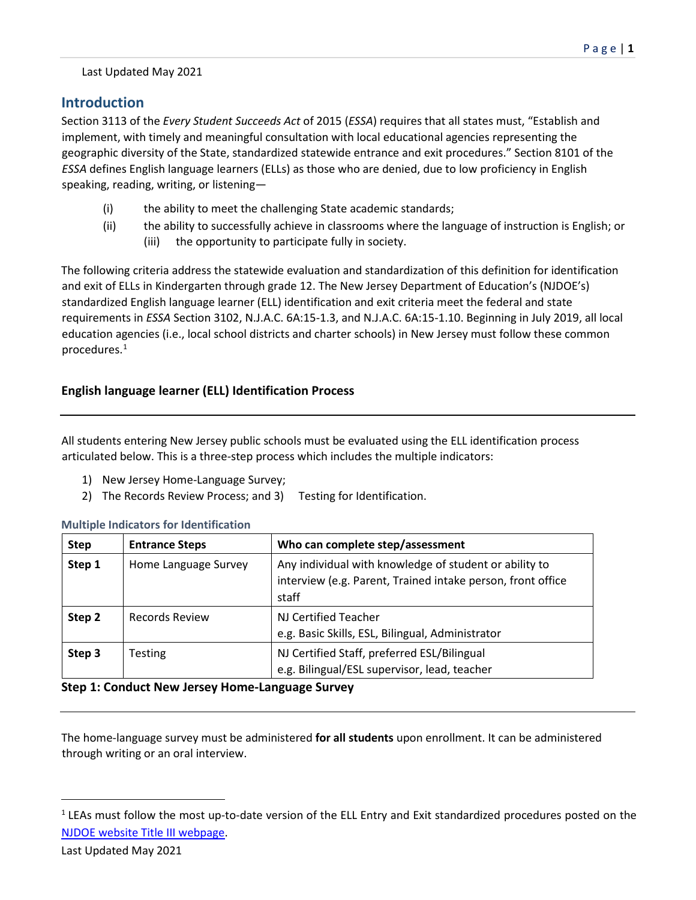Last Updated May 2021

## Introduction

Section 3113 of the *Every Student Succeeds Act* of 2015 (*ESSA*) requires that all states must, "Establish and implement, with timely and meaningful consultation with local educational agencies representing the geographic diversity of the State, standardized statewide entrance and exit procedures." Section 8101 of the *ESSA* defines English language learners (ELLs) as those who are denied, due to low proficiency in English speaking, reading, writing, or listening—

(i) the ability to meet the challenging State academic standards;
(ii) the ability to successfully achieve in classrooms where the language of instruction is English; or
(iii) the opportunity to participate fully in society.

The following criteria address the statewide evaluation and standardization of this definition for identification and exit of ELLs in Kindergarten through grade 12. The New Jersey Department of Education's (NJDOE's) standardized English language learner (ELL) identification and exit criteria meet the federal and state requirements in *ESSA* Section 3102, N.J.A.C. 6A:15-1.3, and N.J.A.C. 6A:15-1.10. Beginning in July 2019, all local education agencies (i.e., local school districts and charter schools) in New Jersey must follow these common procedures.[1]

### English language learner (ELL) Identification Process

All students entering New Jersey public schools must be evaluated using the ELL identification process articulated below. This is a three-step process which includes the multiple indicators:

1) New Jersey Home-Language Survey;
2) The Records Review Process; and
3) Testing for Identification.

**Multiple Indicators for Identification**

| Step | Entrance Steps | Who can complete step/assessment |
|---|---|---|
| **Step 1** | Home Language Survey | Any individual with knowledge of student or ability to interview (e.g. Parent, Trained intake person, front office staff |
| **Step 2** | Records Review | NJ Certified Teacher<br>e.g. Basic Skills, ESL, Bilingual, Administrator |
| **Step 3** | Testing | NJ Certified Staff, preferred ESL/Bilingual<br>e.g. Bilingual/ESL supervisor, lead, teacher |

### Step 1: Conduct New Jersey Home-Language Survey

The home-language survey must be administered **for all students** upon enrollment. It can be administered through writing or an oral interview.

[1] LEAs must follow the most up-to-date version of the ELL Entry and Exit standardized procedures posted on the NJDOE website Title III webpage.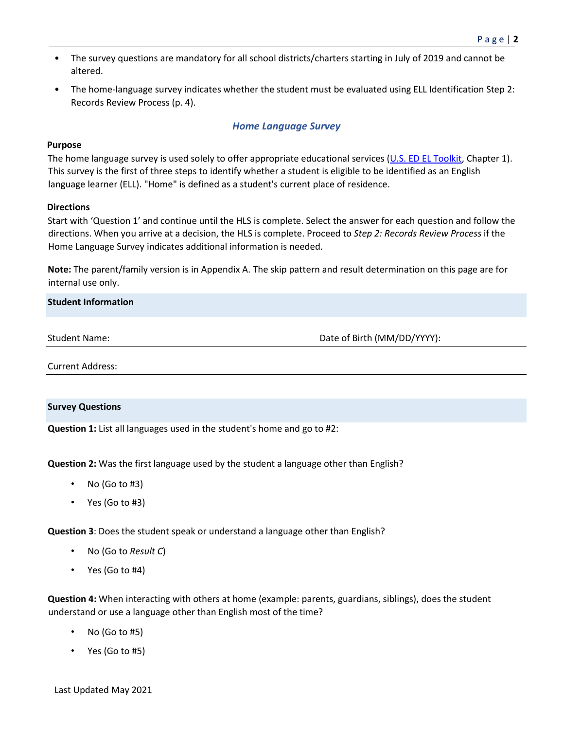- The survey questions are mandatory for all school districts/charters starting in July of 2019 and cannot be altered.
- The home-language survey indicates whether the student must be evaluated using ELL Identification Step 2: Records Review Process (p. 4).

## *Home Language Survey*

**Purpose**

The home language survey is used solely to offer appropriate educational services ([U.S. ED EL Toolkit](), Chapter 1). This survey is the first of three steps to identify whether a student is eligible to be identified as an English language learner (ELL). "Home" is defined as a student's current place of residence.

**Directions**

Start with 'Question 1' and continue until the HLS is complete. Select the answer for each question and follow the directions. When you arrive at a decision, the HLS is complete. Proceed to *Step 2: Records Review Process* if the Home Language Survey indicates additional information is needed.

**Note:** The parent/family version is in Appendix A. The skip pattern and result determination on this page are for internal use only.

**Student Information**

Student Name: Date of Birth (MM/DD/YYYY):

Current Address:

**Survey Questions**

**Question 1:** List all languages used in the student's home and go to #2:

**Question 2:** Was the first language used by the student a language other than English?

- No (Go to #3)
- Yes (Go to #3)

**Question 3**: Does the student speak or understand a language other than English?

- No (Go to *Result C*)
- Yes (Go to #4)

**Question 4:** When interacting with others at home (example: parents, guardians, siblings), does the student understand or use a language other than English most of the time?

- No (Go to #5)
- Yes (Go to #5)

Last Updated May 2021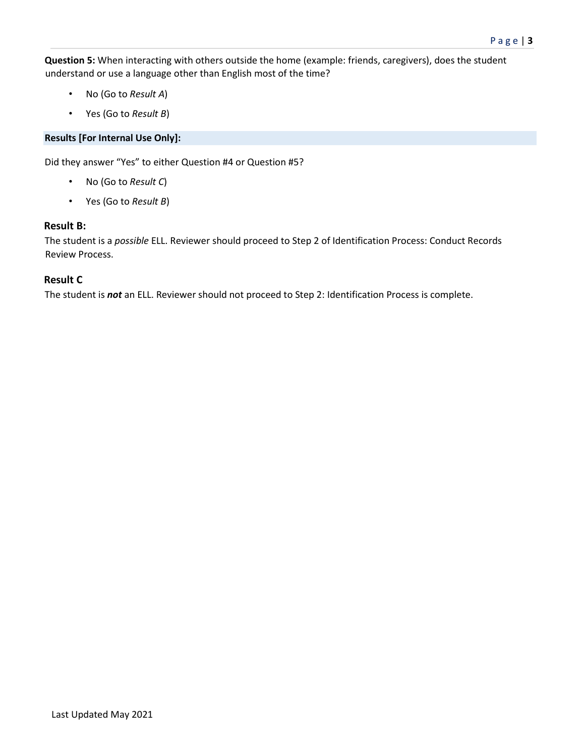**Question 5:** When interacting with others outside the home (example: friends, caregivers), does the student understand or use a language other than English most of the time?

- No (Go to *Result A*)
- Yes (Go to *Result B*)

**Results [For Internal Use Only]:**

Did they answer "Yes" to either Question #4 or Question #5?

- No (Go to *Result C*)
- Yes (Go to *Result B*)

### Result B:

The student is a *possible* ELL. Reviewer should proceed to Step 2 of Identification Process: Conduct Records Review Process.

### Result C

The student is ***not*** an ELL. Reviewer should not proceed to Step 2: Identification Process is complete.

Last Updated May 2021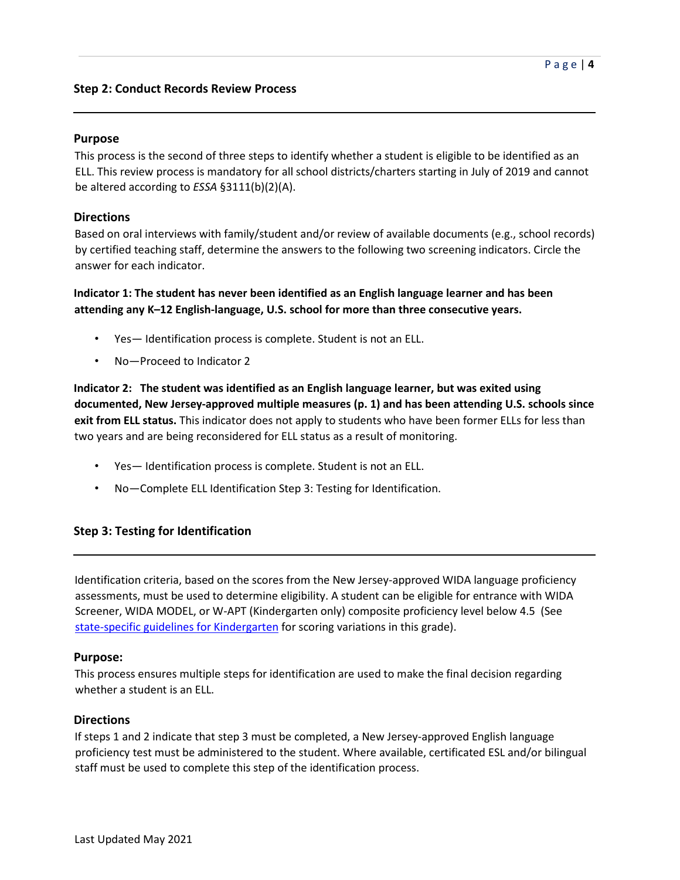### Step 2: Conduct Records Review Process

#### Purpose

This process is the second of three steps to identify whether a student is eligible to be identified as an ELL. This review process is mandatory for all school districts/charters starting in July of 2019 and cannot be altered according to *ESSA* §3111(b)(2)(A).

#### Directions

Based on oral interviews with family/student and/or review of available documents (e.g., school records) by certified teaching staff, determine the answers to the following two screening indicators. Circle the answer for each indicator.

**Indicator 1: The student has never been identified as an English language learner and has been attending any K–12 English-language, U.S. school for more than three consecutive years.**

- Yes— Identification process is complete. Student is not an ELL.
- No—Proceed to Indicator 2

**Indicator 2: The student was identified as an English language learner, but was exited using documented, New Jersey-approved multiple measures (p. 1) and has been attending U.S. schools since exit from ELL status.** This indicator does not apply to students who have been former ELLs for less than two years and are being reconsidered for ELL status as a result of monitoring.

- Yes— Identification process is complete. Student is not an ELL.
- No—Complete ELL Identification Step 3: Testing for Identification.

### Step 3: Testing for Identification

Identification criteria, based on the scores from the New Jersey-approved WIDA language proficiency assessments, must be used to determine eligibility. A student can be eligible for entrance with WIDA Screener, WIDA MODEL, or W-APT (Kindergarten only) composite proficiency level below 4.5 (See [state-specific guidelines for Kindergarten]() for scoring variations in this grade).

#### Purpose:

This process ensures multiple steps for identification are used to make the final decision regarding whether a student is an ELL.

#### Directions

If steps 1 and 2 indicate that step 3 must be completed, a New Jersey-approved English language proficiency test must be administered to the student. Where available, certificated ESL and/or bilingual staff must be used to complete this step of the identification process.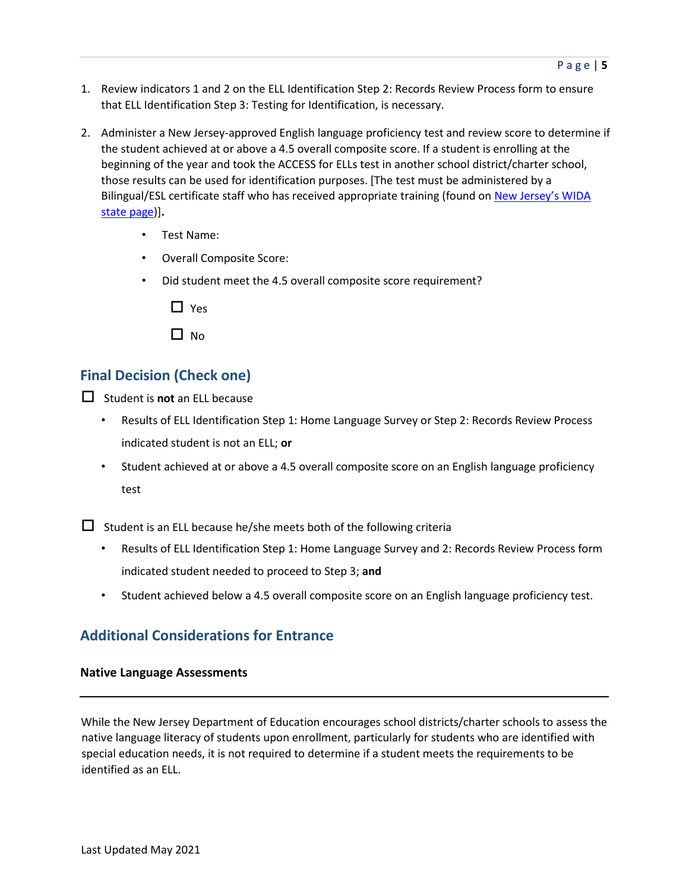1. Review indicators 1 and 2 on the ELL Identification Step 2: Records Review Process form to ensure that ELL Identification Step 3: Testing for Identification, is necessary.

2. Administer a New Jersey-approved English language proficiency test and review score to determine if the student achieved at or above a 4.5 overall composite score. If a student is enrolling at the beginning of the year and took the ACCESS for ELLs test in another school district/charter school, those results can be used for identification purposes. [The test must be administered by a Bilingual/ESL certificate staff who has received appropriate training (found on [New Jersey's WIDA state page](#))]**.**

    - Test Name:
    - Overall Composite Score:
    - Did student meet the 4.5 overall composite score requirement?

        ☐ Yes

        ☐ No

## Final Decision (Check one)

☐ Student is **not** an ELL because

- Results of ELL Identification Step 1: Home Language Survey or Step 2: Records Review Process indicated student is not an ELL; **or**
- Student achieved at or above a 4.5 overall composite score on an English language proficiency test

☐ Student is an ELL because he/she meets both of the following criteria

- Results of ELL Identification Step 1: Home Language Survey and 2: Records Review Process form indicated student needed to proceed to Step 3; **and**
- Student achieved below a 4.5 overall composite score on an English language proficiency test.

## Additional Considerations for Entrance

### Native Language Assessments

While the New Jersey Department of Education encourages school districts/charter schools to assess the native language literacy of students upon enrollment, particularly for students who are identified with special education needs, it is not required to determine if a student meets the requirements to be identified as an ELL.

Last Updated May 2021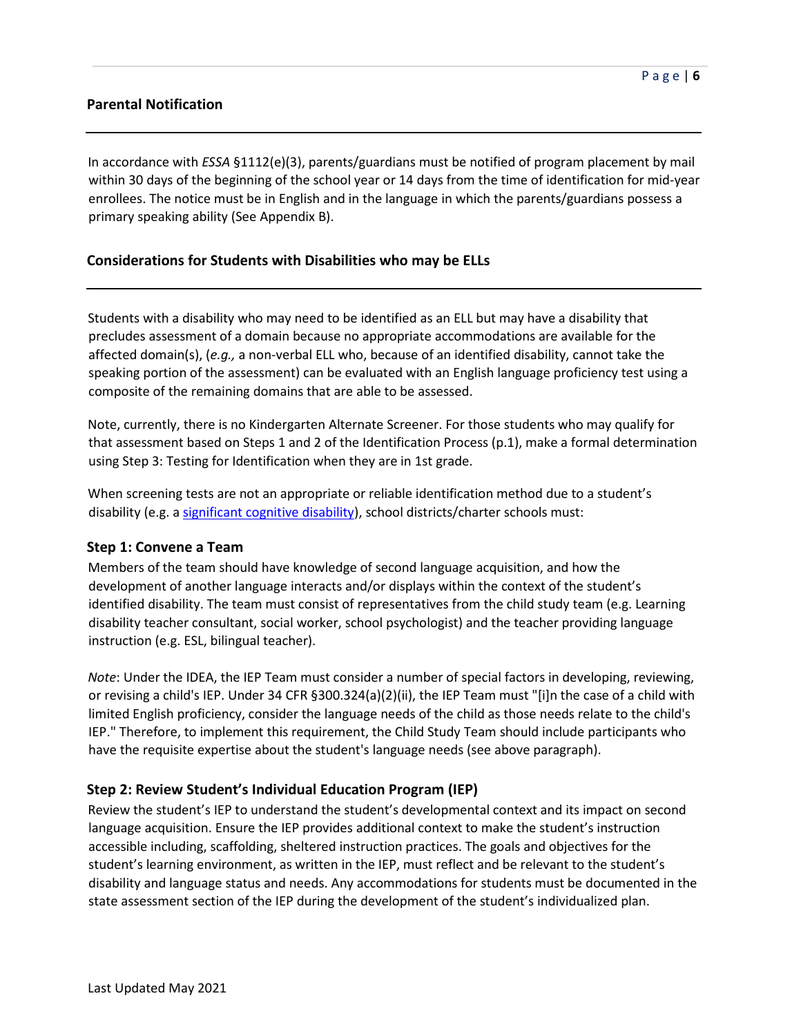## Parental Notification

In accordance with *ESSA* §1112(e)(3), parents/guardians must be notified of program placement by mail within 30 days of the beginning of the school year or 14 days from the time of identification for mid-year enrollees. The notice must be in English and in the language in which the parents/guardians possess a primary speaking ability (See Appendix B).

## Considerations for Students with Disabilities who may be ELLs

Students with a disability who may need to be identified as an ELL but may have a disability that precludes assessment of a domain because no appropriate accommodations are available for the affected domain(s), (*e.g.,* a non-verbal ELL who, because of an identified disability, cannot take the speaking portion of the assessment) can be evaluated with an English language proficiency test using a composite of the remaining domains that are able to be assessed.

Note, currently, there is no Kindergarten Alternate Screener. For those students who may qualify for that assessment based on Steps 1 and 2 of the Identification Process (p.1), make a formal determination using Step 3: Testing for Identification when they are in 1st grade.

When screening tests are not an appropriate or reliable identification method due to a student's disability (e.g. a significant cognitive disability), school districts/charter schools must:

### Step 1: Convene a Team

Members of the team should have knowledge of second language acquisition, and how the development of another language interacts and/or displays within the context of the student's identified disability. The team must consist of representatives from the child study team (e.g. Learning disability teacher consultant, social worker, school psychologist) and the teacher providing language instruction (e.g. ESL, bilingual teacher).

*Note*: Under the IDEA, the IEP Team must consider a number of special factors in developing, reviewing, or revising a child's IEP. Under 34 CFR §300.324(a)(2)(ii), the IEP Team must "[i]n the case of a child with limited English proficiency, consider the language needs of the child as those needs relate to the child's IEP." Therefore, to implement this requirement, the Child Study Team should include participants who have the requisite expertise about the student's language needs (see above paragraph).

### Step 2: Review Student's Individual Education Program (IEP)

Review the student's IEP to understand the student's developmental context and its impact on second language acquisition. Ensure the IEP provides additional context to make the student's instruction accessible including, scaffolding, sheltered instruction practices. The goals and objectives for the student's learning environment, as written in the IEP, must reflect and be relevant to the student's disability and language status and needs. Any accommodations for students must be documented in the state assessment section of the IEP during the development of the student's individualized plan.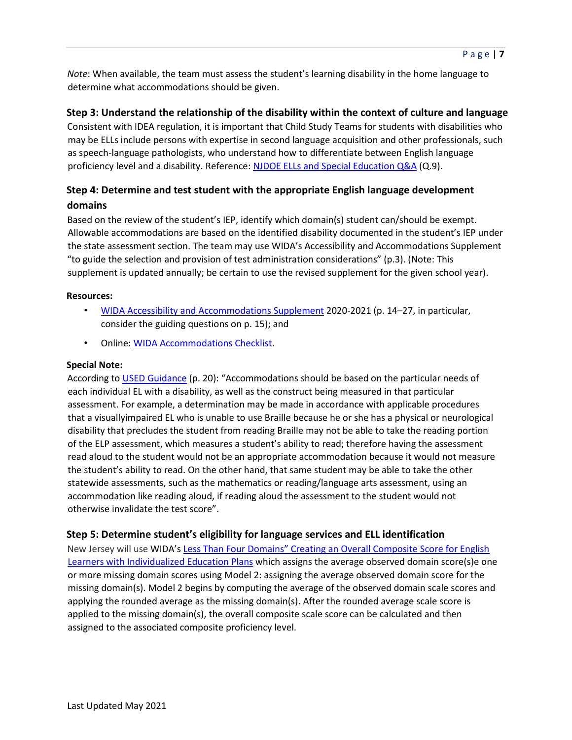*Note*: When available, the team must assess the student's learning disability in the home language to determine what accommodations should be given.

### Step 3: Understand the relationship of the disability within the context of culture and language

Consistent with IDEA regulation, it is important that Child Study Teams for students with disabilities who may be ELLs include persons with expertise in second language acquisition and other professionals, such as speech-language pathologists, who understand how to differentiate between English language proficiency level and a disability. Reference: NJDOE ELLs and Special Education Q&A (Q.9).

### Step 4: Determine and test student with the appropriate English language development domains

Based on the review of the student's IEP, identify which domain(s) student can/should be exempt. Allowable accommodations are based on the identified disability documented in the student's IEP under the state assessment section. The team may use WIDA's Accessibility and Accommodations Supplement "to guide the selection and provision of test administration considerations" (p.3). (Note: This supplement is updated annually; be certain to use the revised supplement for the given school year).

**Resources:**

- WIDA Accessibility and Accommodations Supplement 2020-2021 (p. 14–27, in particular, consider the guiding questions on p. 15); and
- Online: WIDA Accommodations Checklist.

**Special Note:**

According to USED Guidance (p. 20): "Accommodations should be based on the particular needs of each individual EL with a disability, as well as the construct being measured in that particular assessment. For example, a determination may be made in accordance with applicable procedures that a visuallyimpaired EL who is unable to use Braille because he or she has a physical or neurological disability that precludes the student from reading Braille may not be able to take the reading portion of the ELP assessment, which measures a student's ability to read; therefore having the assessment read aloud to the student would not be an appropriate accommodation because it would not measure the student's ability to read. On the other hand, that same student may be able to take the other statewide assessments, such as the mathematics or reading/language arts assessment, using an accommodation like reading aloud, if reading aloud the assessment to the student would not otherwise invalidate the test score".

### Step 5: Determine student's eligibility for language services and ELL identification

New Jersey will use WIDA's Less Than Four Domains" Creating an Overall Composite Score for English Learners with Individualized Education Plans which assigns the average observed domain score(s)e one or more missing domain scores using Model 2: assigning the average observed domain score for the missing domain(s). Model 2 begins by computing the average of the observed domain scale scores and applying the rounded average as the missing domain(s). After the rounded average scale score is applied to the missing domain(s), the overall composite scale score can be calculated and then assigned to the associated composite proficiency level.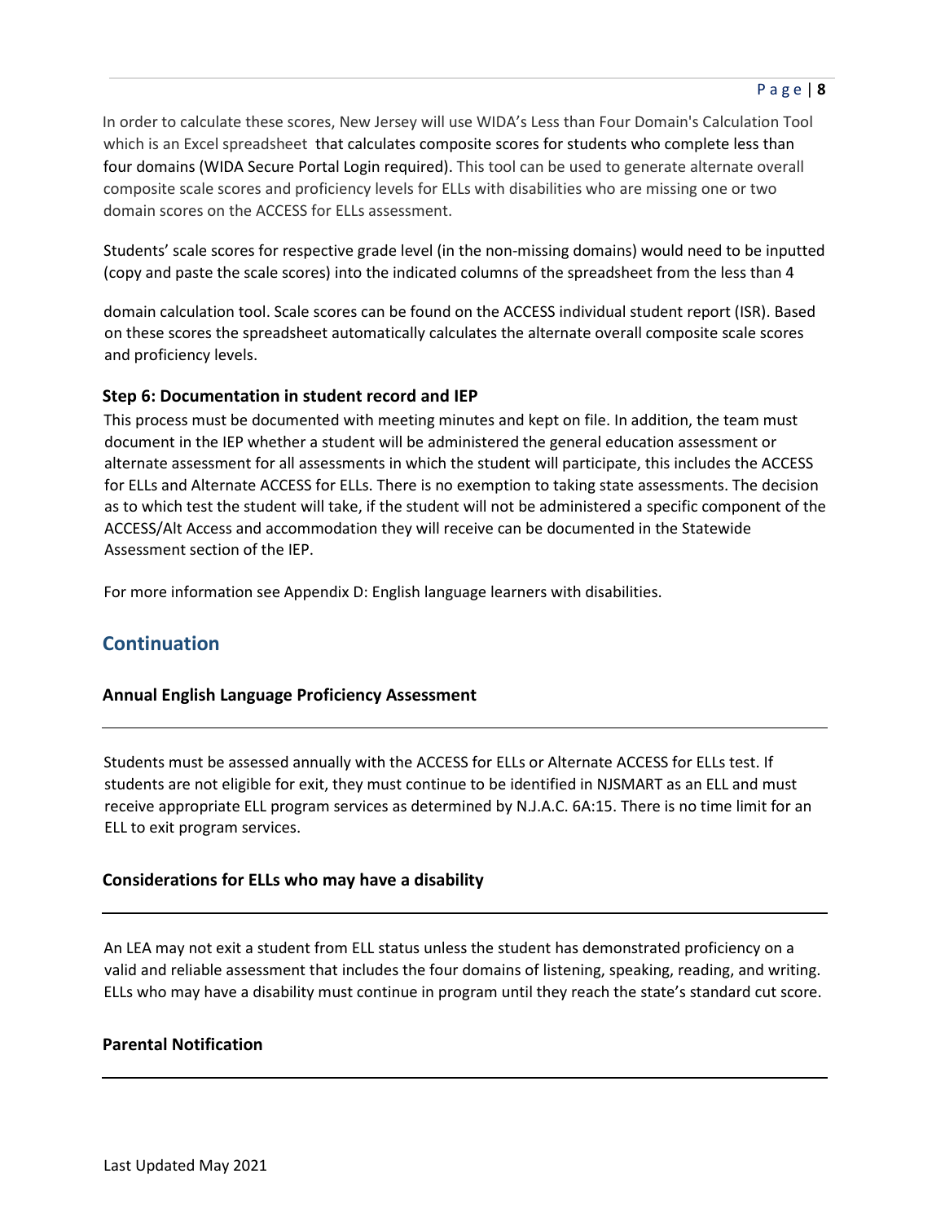In order to calculate these scores, New Jersey will use WIDA's Less than Four Domain's Calculation Tool which is an Excel spreadsheet that calculates composite scores for students who complete less than four domains (WIDA Secure Portal Login required). This tool can be used to generate alternate overall composite scale scores and proficiency levels for ELLs with disabilities who are missing one or two domain scores on the ACCESS for ELLs assessment.

Students' scale scores for respective grade level (in the non-missing domains) would need to be inputted (copy and paste the scale scores) into the indicated columns of the spreadsheet from the less than 4 domain calculation tool. Scale scores can be found on the ACCESS individual student report (ISR). Based on these scores the spreadsheet automatically calculates the alternate overall composite scale scores and proficiency levels.

**Step 6: Documentation in student record and IEP**

This process must be documented with meeting minutes and kept on file. In addition, the team must document in the IEP whether a student will be administered the general education assessment or alternate assessment for all assessments in which the student will participate, this includes the ACCESS for ELLs and Alternate ACCESS for ELLs. There is no exemption to taking state assessments. The decision as to which test the student will take, if the student will not be administered a specific component of the ACCESS/Alt Access and accommodation they will receive can be documented in the Statewide Assessment section of the IEP.

For more information see Appendix D: English language learners with disabilities.

## Continuation

### Annual English Language Proficiency Assessment

Students must be assessed annually with the ACCESS for ELLs or Alternate ACCESS for ELLs test. If students are not eligible for exit, they must continue to be identified in NJSMART as an ELL and must receive appropriate ELL program services as determined by N.J.A.C. 6A:15. There is no time limit for an ELL to exit program services.

### Considerations for ELLs who may have a disability

An LEA may not exit a student from ELL status unless the student has demonstrated proficiency on a valid and reliable assessment that includes the four domains of listening, speaking, reading, and writing. ELLs who may have a disability must continue in program until they reach the state's standard cut score.

### Parental Notification

Last Updated May 2021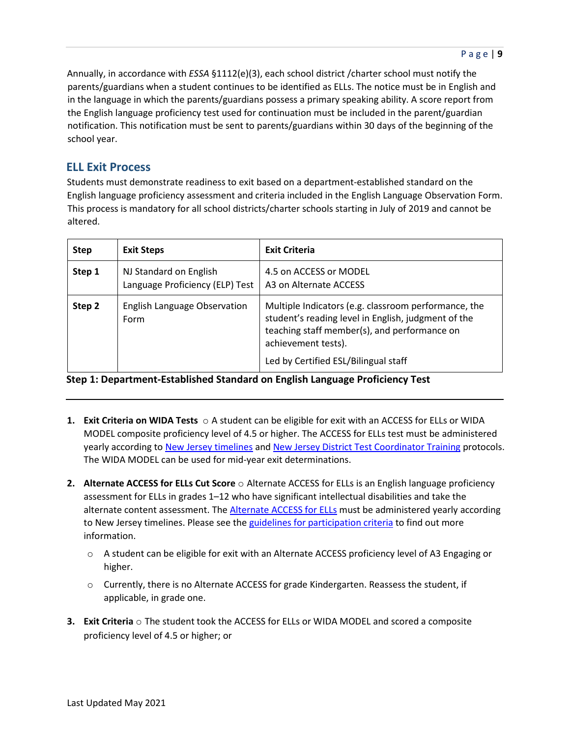Annually, in accordance with *ESSA* §1112(e)(3), each school district /charter school must notify the parents/guardians when a student continues to be identified as ELLs. The notice must be in English and in the language in which the parents/guardians possess a primary speaking ability. A score report from the English language proficiency test used for continuation must be included in the parent/guardian notification. This notification must be sent to parents/guardians within 30 days of the beginning of the school year.

## ELL Exit Process

Students must demonstrate readiness to exit based on a department-established standard on the English language proficiency assessment and criteria included in the English Language Observation Form. This process is mandatory for all school districts/charter schools starting in July of 2019 and cannot be altered.

| Step | Exit Steps | Exit Criteria |
|---|---|---|
| **Step 1** | NJ Standard on English Language Proficiency (ELP) Test | 4.5 on ACCESS or MODEL<br>A3 on Alternate ACCESS |
| **Step 2** | English Language Observation Form | Multiple Indicators (e.g. classroom performance, the student's reading level in English, judgment of the teaching staff member(s), and performance on achievement tests).<br>Led by Certified ESL/Bilingual staff |

### Step 1: Department-Established Standard on English Language Proficiency Test

1. **Exit Criteria on WIDA Tests** ○ A student can be eligible for exit with an ACCESS for ELLs or WIDA MODEL composite proficiency level of 4.5 or higher. The ACCESS for ELLs test must be administered yearly according to New Jersey timelines and New Jersey District Test Coordinator Training protocols. The WIDA MODEL can be used for mid-year exit determinations.

2. **Alternate ACCESS for ELLs Cut Score** ○ Alternate ACCESS for ELLs is an English language proficiency assessment for ELLs in grades 1–12 who have significant intellectual disabilities and take the alternate content assessment. The Alternate ACCESS for ELLs must be administered yearly according to New Jersey timelines. Please see the guidelines for participation criteria to find out more information.
   - A student can be eligible for exit with an Alternate ACCESS proficiency level of A3 Engaging or higher.
   - Currently, there is no Alternate ACCESS for grade Kindergarten. Reassess the student, if applicable, in grade one.

3. **Exit Criteria** ○ The student took the ACCESS for ELLs or WIDA MODEL and scored a composite proficiency level of 4.5 or higher; or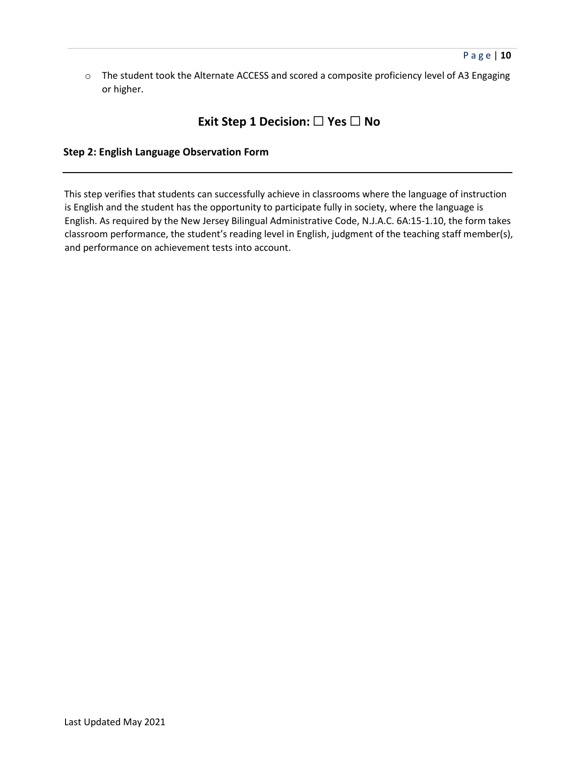- The student took the Alternate ACCESS and scored a composite proficiency level of A3 Engaging or higher.

## Exit Step 1 Decision: ☐ Yes ☐ No

**Step 2: English Language Observation Form**

---

This step verifies that students can successfully achieve in classrooms where the language of instruction is English and the student has the opportunity to participate fully in society, where the language is English. As required by the New Jersey Bilingual Administrative Code, N.J.A.C. 6A:15-1.10, the form takes classroom performance, the student's reading level in English, judgment of the teaching staff member(s), and performance on achievement tests into account.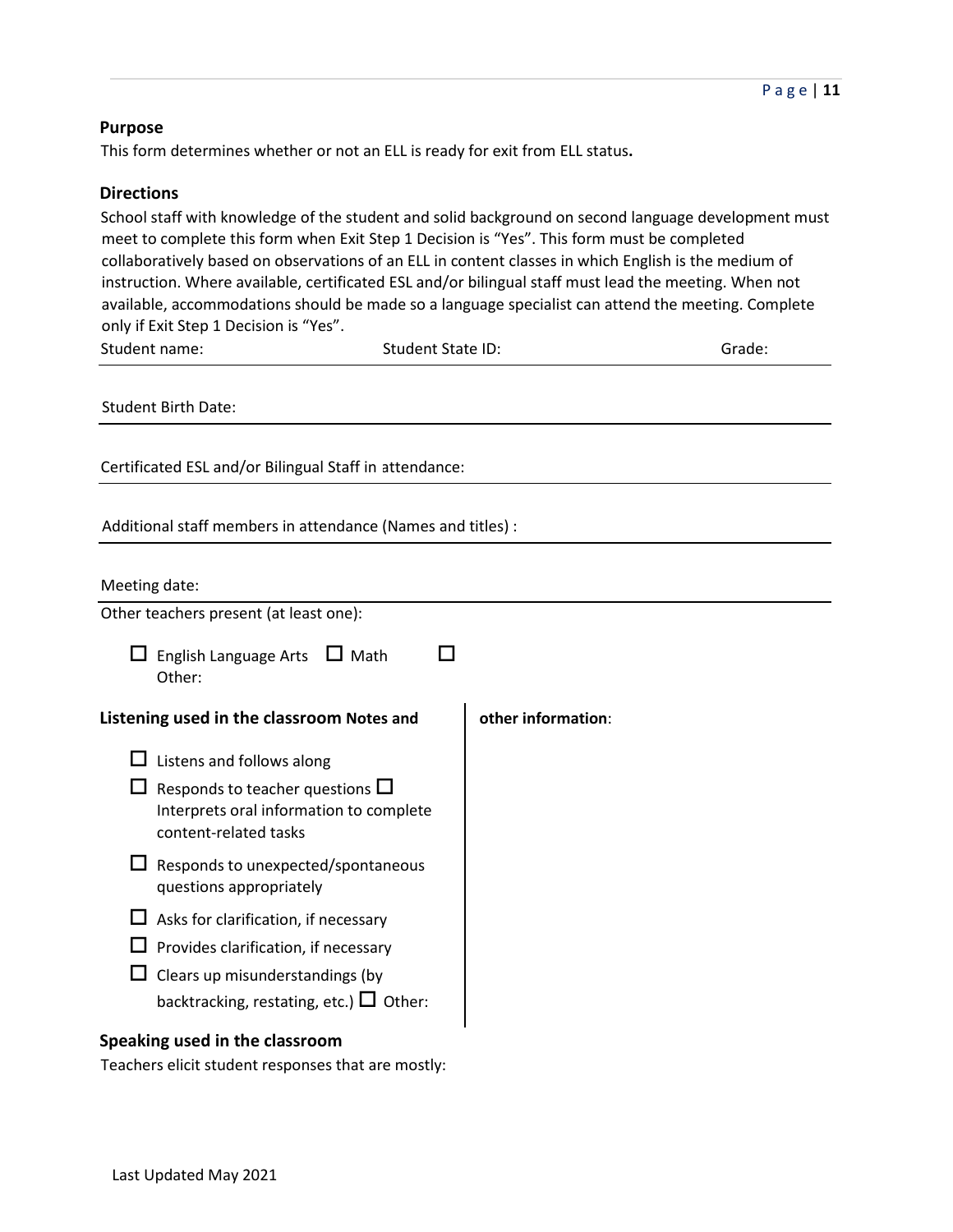**Purpose**

This form determines whether or not an ELL is ready for exit from ELL status**.**

**Directions**

School staff with knowledge of the student and solid background on second language development must meet to complete this form when Exit Step 1 Decision is "Yes". This form must be completed collaboratively based on observations of an ELL in content classes in which English is the medium of instruction. Where available, certificated ESL and/or bilingual staff must lead the meeting. When not available, accommodations should be made so a language specialist can attend the meeting. Complete only if Exit Step 1 Decision is "Yes".

Student name: Student State ID: Grade:

Student Birth Date:

Certificated ESL and/or Bilingual Staff in attendance:

Additional staff members in attendance (Names and titles) :

Meeting date:

Other teachers present (at least one):

☐ English Language Arts ☐ Math ☐ Other:

**Listening used in the classroom**

- ☐ Listens and follows along
- ☐ Responds to teacher questions
- ☐ Interprets oral information to complete content-related tasks
- ☐ Responds to unexpected/spontaneous questions appropriately
- ☐ Asks for clarification, if necessary
- ☐ Provides clarification, if necessary
- ☐ Clears up misunderstandings (by backtracking, restating, etc.)
- ☐ Other:

**Notes and other information**:

**Speaking used in the classroom**

Teachers elicit student responses that are mostly: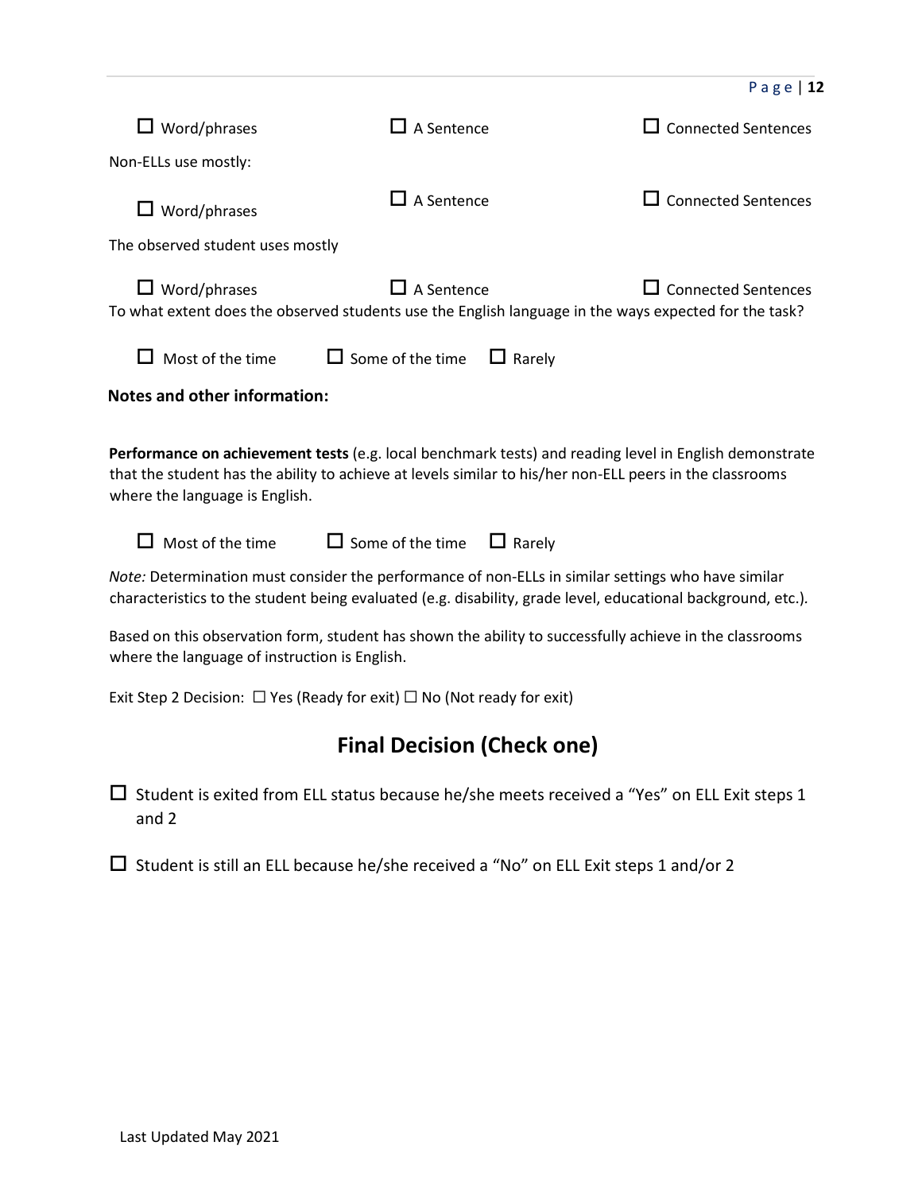☐ Word/phrases ☐ A Sentence ☐ Connected Sentences

Non-ELLs use mostly:

☐ Word/phrases ☐ A Sentence ☐ Connected Sentences

The observed student uses mostly

☐ Word/phrases ☐ A Sentence ☐ Connected Sentences

To what extent does the observed students use the English language in the ways expected for the task?

☐ Most of the time ☐ Some of the time ☐ Rarely

**Notes and other information:**

**Performance on achievement tests** (e.g. local benchmark tests) and reading level in English demonstrate that the student has the ability to achieve at levels similar to his/her non-ELL peers in the classrooms where the language is English.

☐ Most of the time ☐ Some of the time ☐ Rarely

*Note:* Determination must consider the performance of non-ELLs in similar settings who have similar characteristics to the student being evaluated (e.g. disability, grade level, educational background, etc.).

Based on this observation form, student has shown the ability to successfully achieve in the classrooms where the language of instruction is English.

Exit Step 2 Decision: ☐ Yes (Ready for exit) ☐ No (Not ready for exit)

## Final Decision (Check one)

☐ Student is exited from ELL status because he/she meets received a "Yes" on ELL Exit steps 1 and 2

☐ Student is still an ELL because he/she received a "No" on ELL Exit steps 1 and/or 2

Last Updated May 2021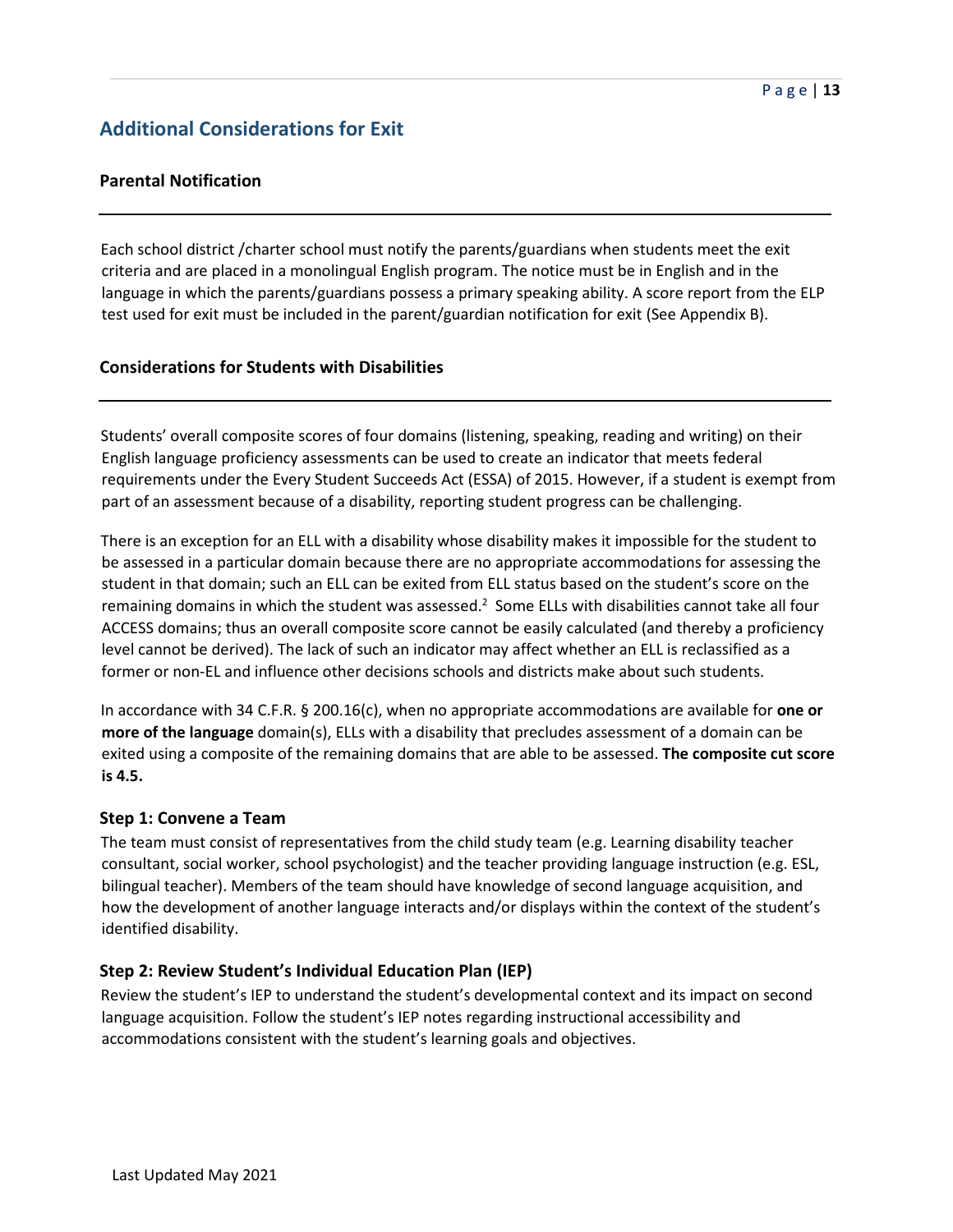## Additional Considerations for Exit

### Parental Notification

Each school district /charter school must notify the parents/guardians when students meet the exit criteria and are placed in a monolingual English program. The notice must be in English and in the language in which the parents/guardians possess a primary speaking ability. A score report from the ELP test used for exit must be included in the parent/guardian notification for exit (See Appendix B).

### Considerations for Students with Disabilities

Students' overall composite scores of four domains (listening, speaking, reading and writing) on their English language proficiency assessments can be used to create an indicator that meets federal requirements under the Every Student Succeeds Act (ESSA) of 2015. However, if a student is exempt from part of an assessment because of a disability, reporting student progress can be challenging.

There is an exception for an ELL with a disability whose disability makes it impossible for the student to be assessed in a particular domain because there are no appropriate accommodations for assessing the student in that domain; such an ELL can be exited from ELL status based on the student's score on the remaining domains in which the student was assessed.[2] Some ELLs with disabilities cannot take all four ACCESS domains; thus an overall composite score cannot be easily calculated (and thereby a proficiency level cannot be derived). The lack of such an indicator may affect whether an ELL is reclassified as a former or non-EL and influence other decisions schools and districts make about such students.

In accordance with 34 C.F.R. § 200.16(c), when no appropriate accommodations are available for **one or more of the language** domain(s), ELLs with a disability that precludes assessment of a domain can be exited using a composite of the remaining domains that are able to be assessed. **The composite cut score is 4.5.**

#### Step 1: Convene a Team

The team must consist of representatives from the child study team (e.g. Learning disability teacher consultant, social worker, school psychologist) and the teacher providing language instruction (e.g. ESL, bilingual teacher). Members of the team should have knowledge of second language acquisition, and how the development of another language interacts and/or displays within the context of the student's identified disability.

#### Step 2: Review Student's Individual Education Plan (IEP)

Review the student's IEP to understand the student's developmental context and its impact on second language acquisition. Follow the student's IEP notes regarding instructional accessibility and accommodations consistent with the student's learning goals and objectives.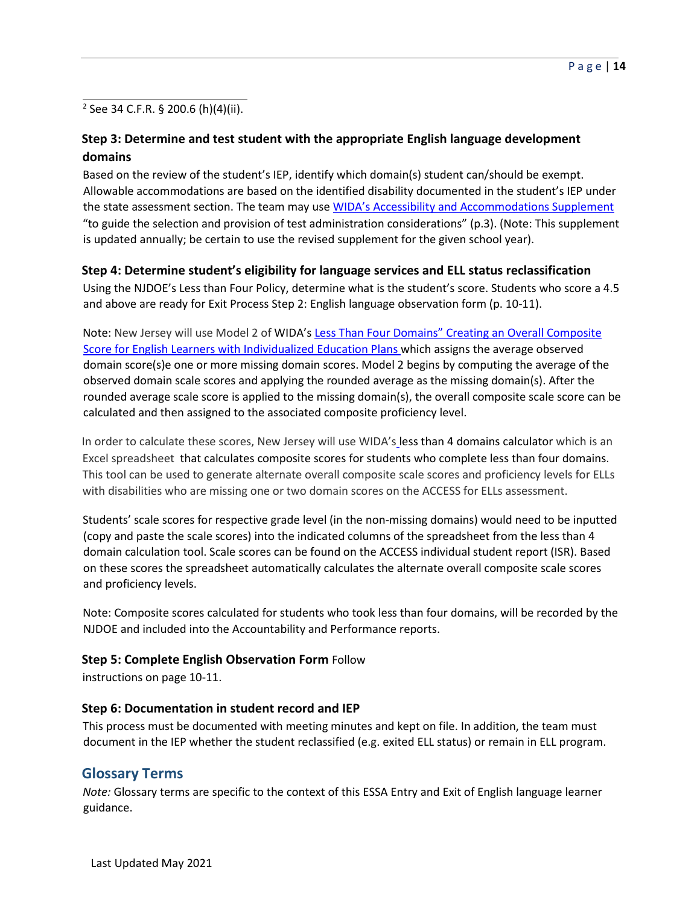[2] See 34 C.F.R. § 200.6 (h)(4)(ii).

### Step 3: Determine and test student with the appropriate English language development domains

Based on the review of the student's IEP, identify which domain(s) student can/should be exempt. Allowable accommodations are based on the identified disability documented in the student's IEP under the state assessment section. The team may use WIDA's Accessibility and Accommodations Supplement "to guide the selection and provision of test administration considerations" (p.3). (Note: This supplement is updated annually; be certain to use the revised supplement for the given school year).

### Step 4: Determine student's eligibility for language services and ELL status reclassification

Using the NJDOE's Less than Four Policy, determine what is the student's score. Students who score a 4.5 and above are ready for Exit Process Step 2: English language observation form (p. 10-11).

Note: New Jersey will use Model 2 of WIDA's Less Than Four Domains" Creating an Overall Composite Score for English Learners with Individualized Education Plans which assigns the average observed domain score(s)e one or more missing domain scores. Model 2 begins by computing the average of the observed domain scale scores and applying the rounded average as the missing domain(s). After the rounded average scale score is applied to the missing domain(s), the overall composite scale score can be calculated and then assigned to the associated composite proficiency level.

In order to calculate these scores, New Jersey will use WIDA's less than 4 domains calculator which is an Excel spreadsheet that calculates composite scores for students who complete less than four domains. This tool can be used to generate alternate overall composite scale scores and proficiency levels for ELLs with disabilities who are missing one or two domain scores on the ACCESS for ELLs assessment.

Students' scale scores for respective grade level (in the non-missing domains) would need to be inputted (copy and paste the scale scores) into the indicated columns of the spreadsheet from the less than 4 domain calculation tool. Scale scores can be found on the ACCESS individual student report (ISR). Based on these scores the spreadsheet automatically calculates the alternate overall composite scale scores and proficiency levels.

Note: Composite scores calculated for students who took less than four domains, will be recorded by the NJDOE and included into the Accountability and Performance reports.

### Step 5: Complete English Observation Form

Follow instructions on page 10-11.

### Step 6: Documentation in student record and IEP

This process must be documented with meeting minutes and kept on file. In addition, the team must document in the IEP whether the student reclassified (e.g. exited ELL status) or remain in ELL program.

## Glossary Terms

*Note:* Glossary terms are specific to the context of this ESSA Entry and Exit of English language learner guidance.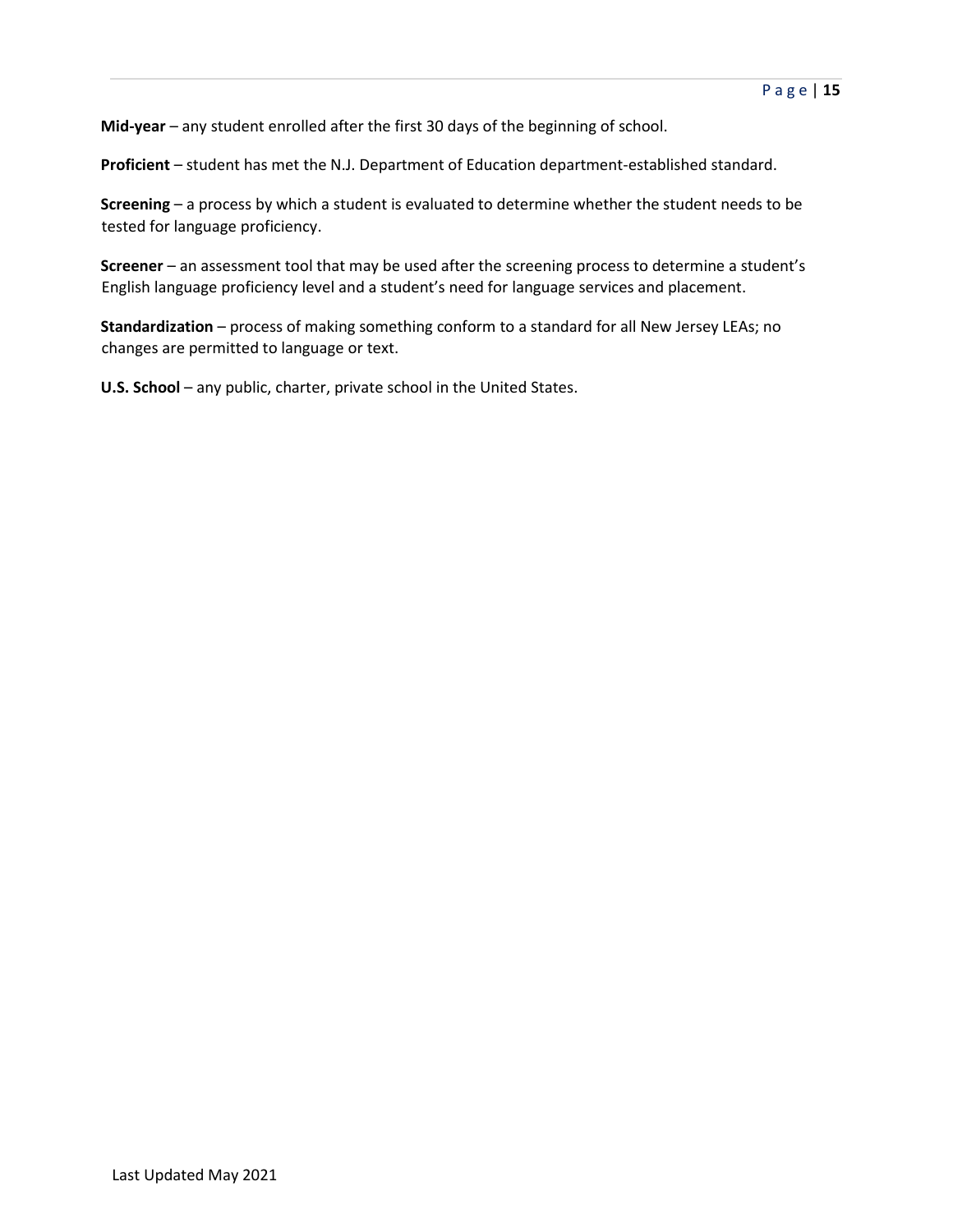**Mid-year** – any student enrolled after the first 30 days of the beginning of school.

**Proficient** – student has met the N.J. Department of Education department-established standard.

**Screening** – a process by which a student is evaluated to determine whether the student needs to be tested for language proficiency.

**Screener** – an assessment tool that may be used after the screening process to determine a student's English language proficiency level and a student's need for language services and placement.

**Standardization** – process of making something conform to a standard for all New Jersey LEAs; no changes are permitted to language or text.

**U.S. School** – any public, charter, private school in the United States.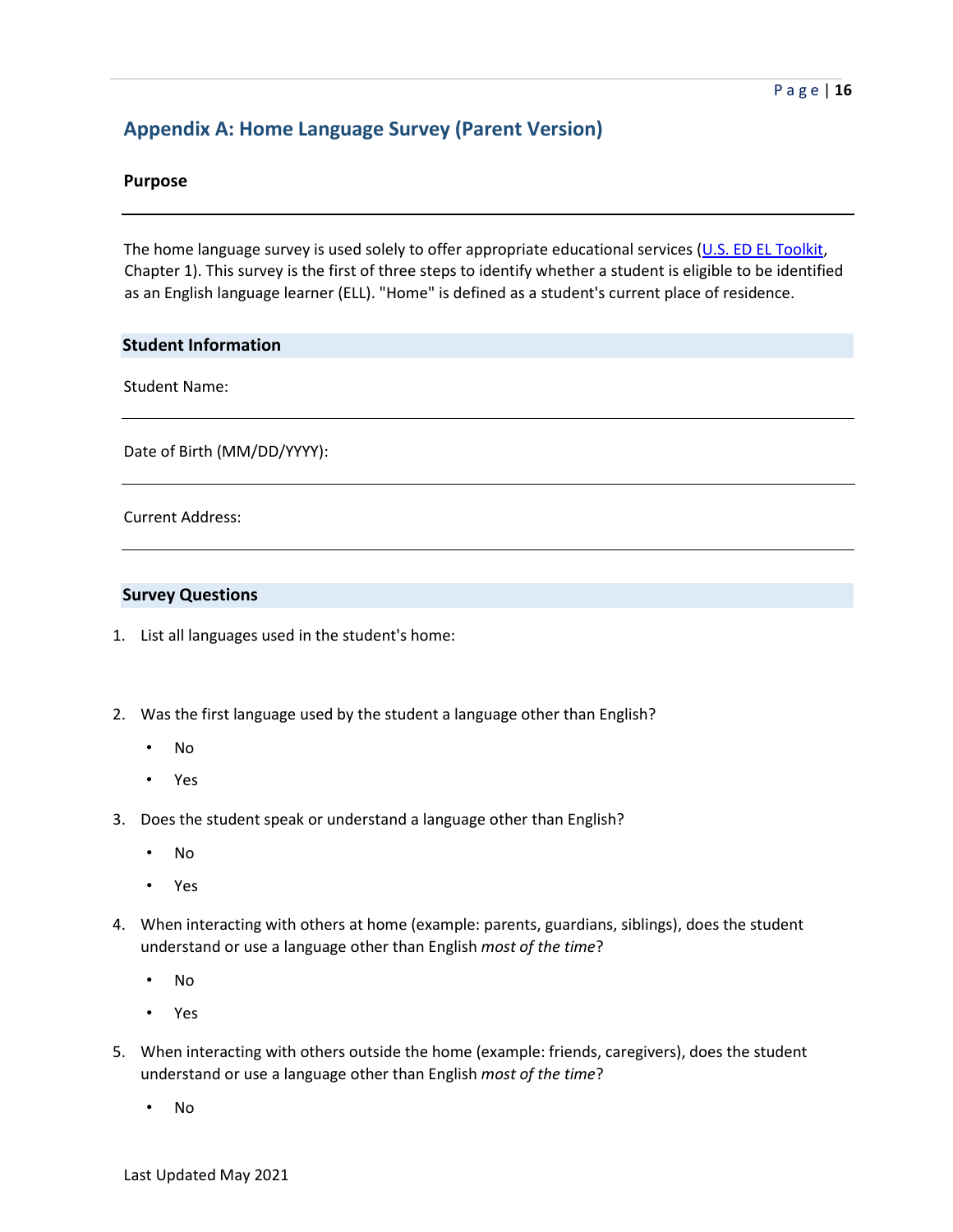## Appendix A: Home Language Survey (Parent Version)

**Purpose**

The home language survey is used solely to offer appropriate educational services ([U.S. ED EL Toolkit](), Chapter 1). This survey is the first of three steps to identify whether a student is eligible to be identified as an English language learner (ELL). "Home" is defined as a student's current place of residence.

**Student Information**

Student Name:

Date of Birth (MM/DD/YYYY):

Current Address:

**Survey Questions**

1. List all languages used in the student's home:

2. Was the first language used by the student a language other than English?
   - No
   - Yes
3. Does the student speak or understand a language other than English?
   - No
   - Yes
4. When interacting with others at home (example: parents, guardians, siblings), does the student understand or use a language other than English *most of the time*?
   - No
   - Yes
5. When interacting with others outside the home (example: friends, caregivers), does the student understand or use a language other than English *most of the time*?
   - No

Last Updated May 2021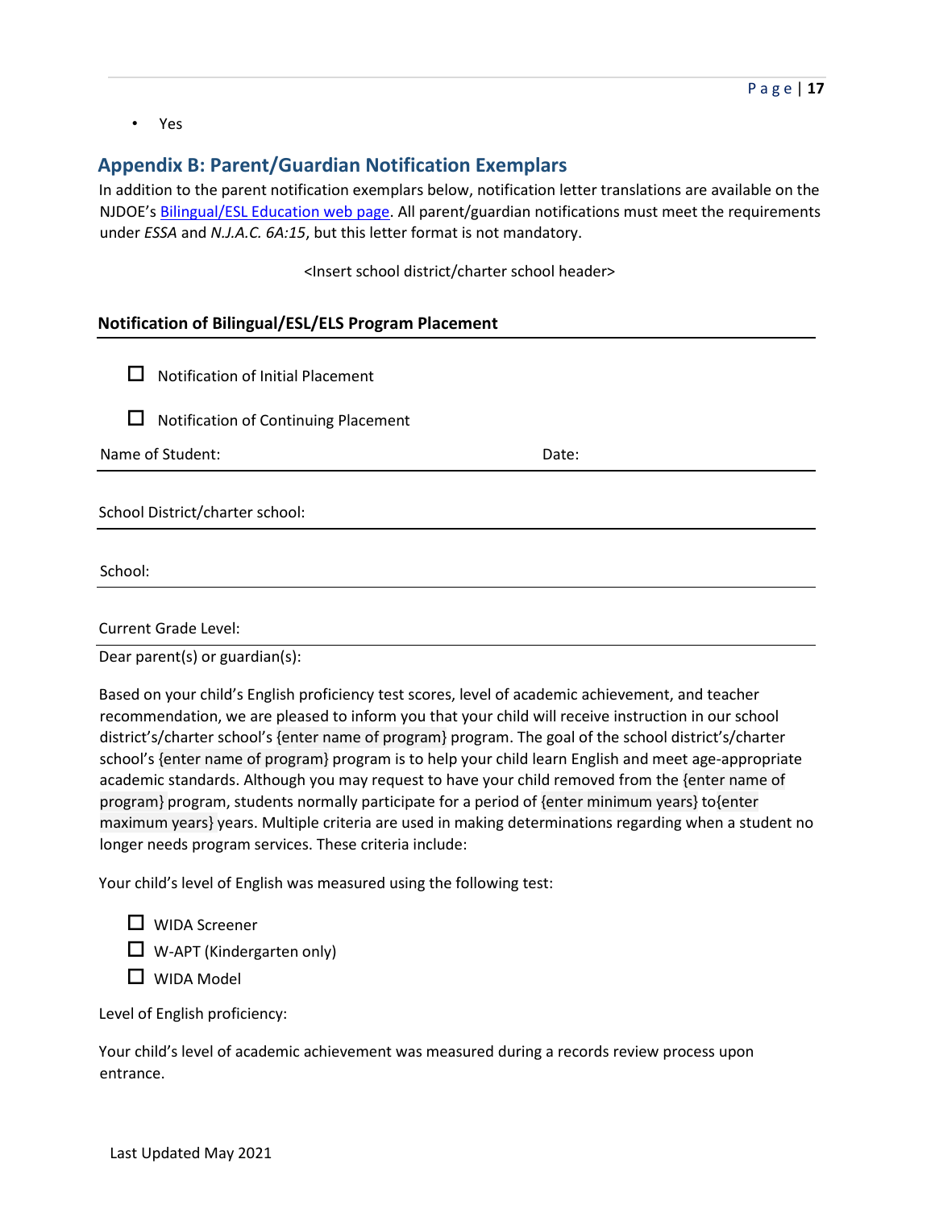- Yes

## Appendix B: Parent/Guardian Notification Exemplars

In addition to the parent notification exemplars below, notification letter translations are available on the NJDOE's [Bilingual/ESL Education web page](). All parent/guardian notifications must meet the requirements under *ESSA* and *N.J.A.C. 6A:15*, but this letter format is not mandatory.

<Insert school district/charter school header>

**Notification of Bilingual/ESL/ELS Program Placement**

☐ Notification of Initial Placement

☐ Notification of Continuing Placement

Name of Student: Date:

School District/charter school:

School:

Current Grade Level:

Dear parent(s) or guardian(s):

Based on your child's English proficiency test scores, level of academic achievement, and teacher recommendation, we are pleased to inform you that your child will receive instruction in our school district's/charter school's {enter name of program} program. The goal of the school district's/charter school's {enter name of program} program is to help your child learn English and meet age-appropriate academic standards. Although you may request to have your child removed from the {enter name of program} program, students normally participate for a period of {enter minimum years} to{enter maximum years} years. Multiple criteria are used in making determinations regarding when a student no longer needs program services. These criteria include:

Your child's level of English was measured using the following test:

☐ WIDA Screener

☐ W-APT (Kindergarten only)

☐ WIDA Model

Level of English proficiency:

Your child's level of academic achievement was measured during a records review process upon entrance.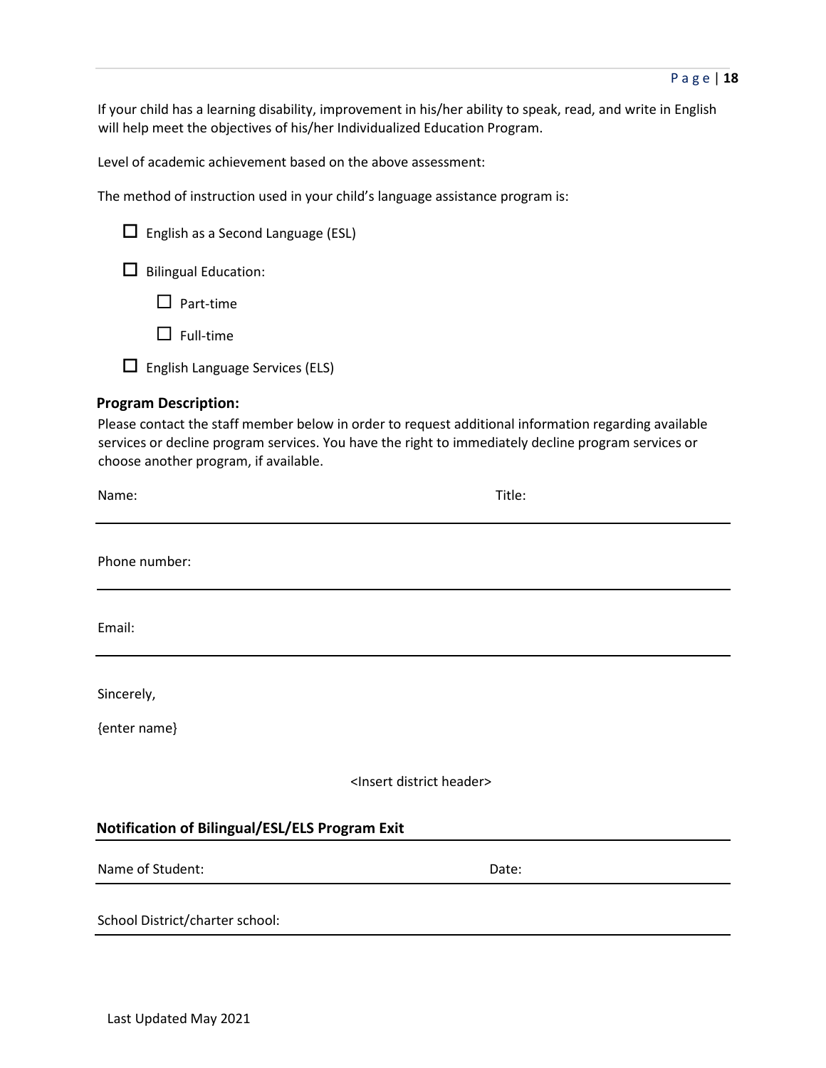If your child has a learning disability, improvement in his/her ability to speak, read, and write in English will help meet the objectives of his/her Individualized Education Program.

Level of academic achievement based on the above assessment:

The method of instruction used in your child's language assistance program is:

- ☐ English as a Second Language (ESL)
- ☐ Bilingual Education:
  - ☐ Part-time
  - ☐ Full-time
- ☐ English Language Services (ELS)

**Program Description:**

Please contact the staff member below in order to request additional information regarding available services or decline program services. You have the right to immediately decline program services or choose another program, if available.

Name: Title:

---

Phone number:

---

Email:

---

Sincerely,

{enter name}

<Insert district header>

**Notification of Bilingual/ESL/ELS Program Exit**

---

Name of Student: Date:

---

School District/charter school:

---

Last Updated May 2021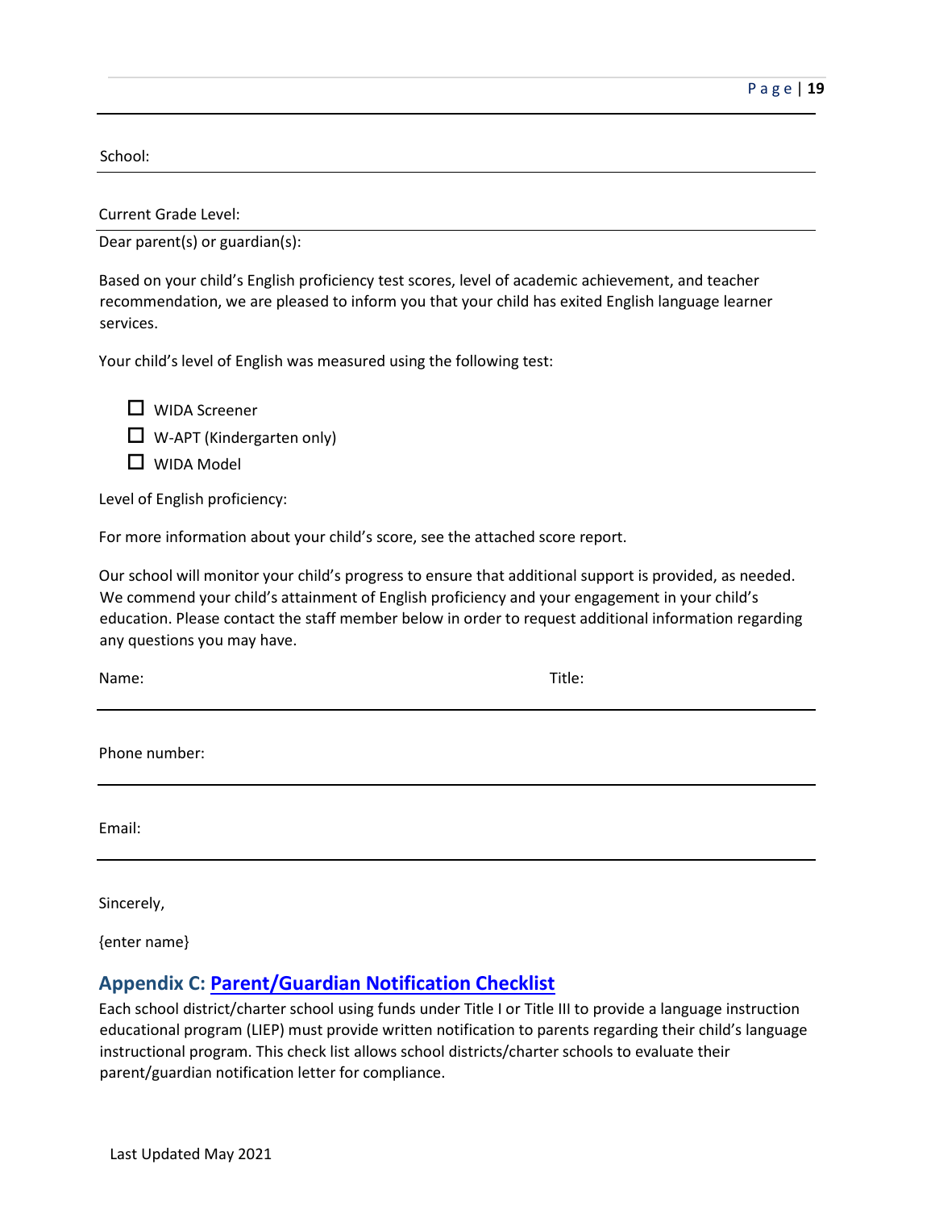School:

Current Grade Level:

Dear parent(s) or guardian(s):

Based on your child's English proficiency test scores, level of academic achievement, and teacher recommendation, we are pleased to inform you that your child has exited English language learner services.

Your child's level of English was measured using the following test:

- ☐ WIDA Screener
- ☐ W-APT (Kindergarten only)
- ☐ WIDA Model

Level of English proficiency:

For more information about your child's score, see the attached score report.

Our school will monitor your child's progress to ensure that additional support is provided, as needed. We commend your child's attainment of English proficiency and your engagement in your child's education. Please contact the staff member below in order to request additional information regarding any questions you may have.

Name: Title:

Phone number:

Email:

Sincerely,

{enter name}

## Appendix C: Parent/Guardian Notification Checklist

Each school district/charter school using funds under Title I or Title III to provide a language instruction educational program (LIEP) must provide written notification to parents regarding their child's language instructional program. This check list allows school districts/charter schools to evaluate their parent/guardian notification letter for compliance.

Last Updated May 2021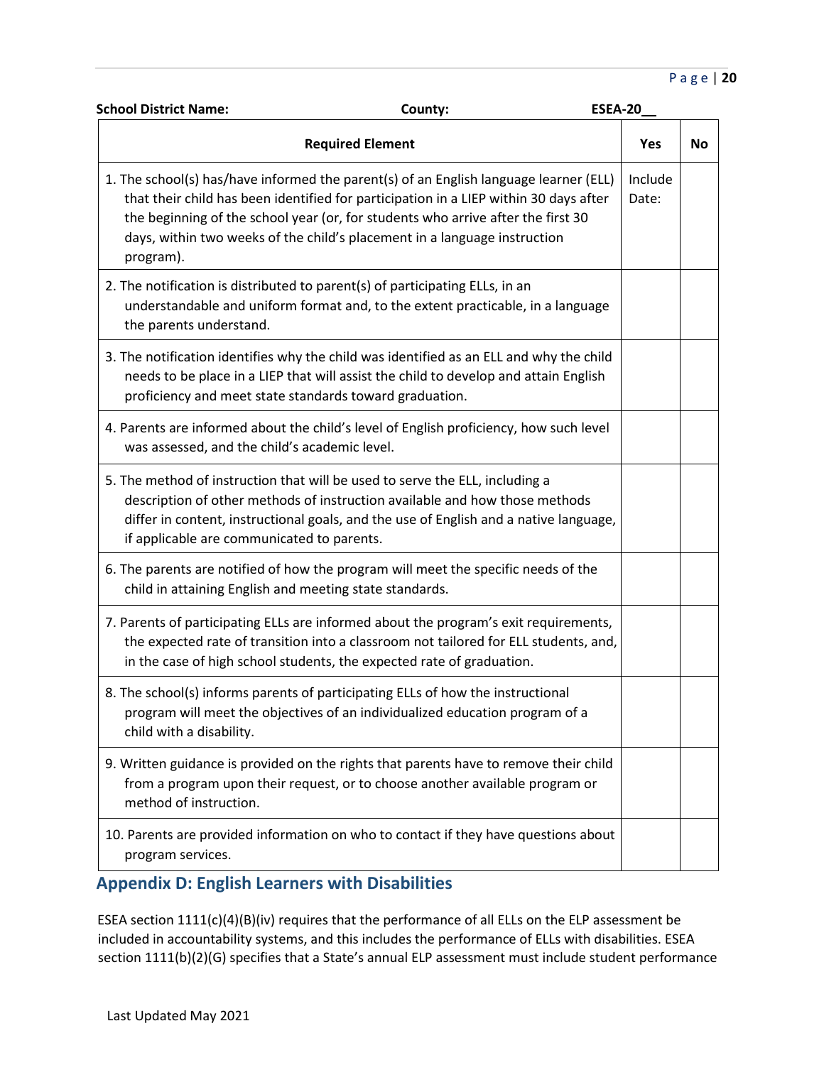**School District Name:** **County:** **ESEA-20__**

| Required Element | Yes | No |
|---|---|---|
| 1. The school(s) has/have informed the parent(s) of an English language learner (ELL) that their child has been identified for participation in a LIEP within 30 days after the beginning of the school year (or, for students who arrive after the first 30 days, within two weeks of the child's placement in a language instruction program). | Include Date: | |
| 2. The notification is distributed to parent(s) of participating ELLs, in an understandable and uniform format and, to the extent practicable, in a language the parents understand. | | |
| 3. The notification identifies why the child was identified as an ELL and why the child needs to be place in a LIEP that will assist the child to develop and attain English proficiency and meet state standards toward graduation. | | |
| 4. Parents are informed about the child's level of English proficiency, how such level was assessed, and the child's academic level. | | |
| 5. The method of instruction that will be used to serve the ELL, including a description of other methods of instruction available and how those methods differ in content, instructional goals, and the use of English and a native language, if applicable are communicated to parents. | | |
| 6. The parents are notified of how the program will meet the specific needs of the child in attaining English and meeting state standards. | | |
| 7. Parents of participating ELLs are informed about the program's exit requirements, the expected rate of transition into a classroom not tailored for ELL students, and, in the case of high school students, the expected rate of graduation. | | |
| 8. The school(s) informs parents of participating ELLs of how the instructional program will meet the objectives of an individualized education program of a child with a disability. | | |
| 9. Written guidance is provided on the rights that parents have to remove their child from a program upon their request, or to choose another available program or method of instruction. | | |
| 10. Parents are provided information on who to contact if they have questions about program services. | | |

## Appendix D: English Learners with Disabilities

ESEA section 1111(c)(4)(B)(iv) requires that the performance of all ELLs on the ELP assessment be included in accountability systems, and this includes the performance of ELLs with disabilities. ESEA section 1111(b)(2)(G) specifies that a State's annual ELP assessment must include student performance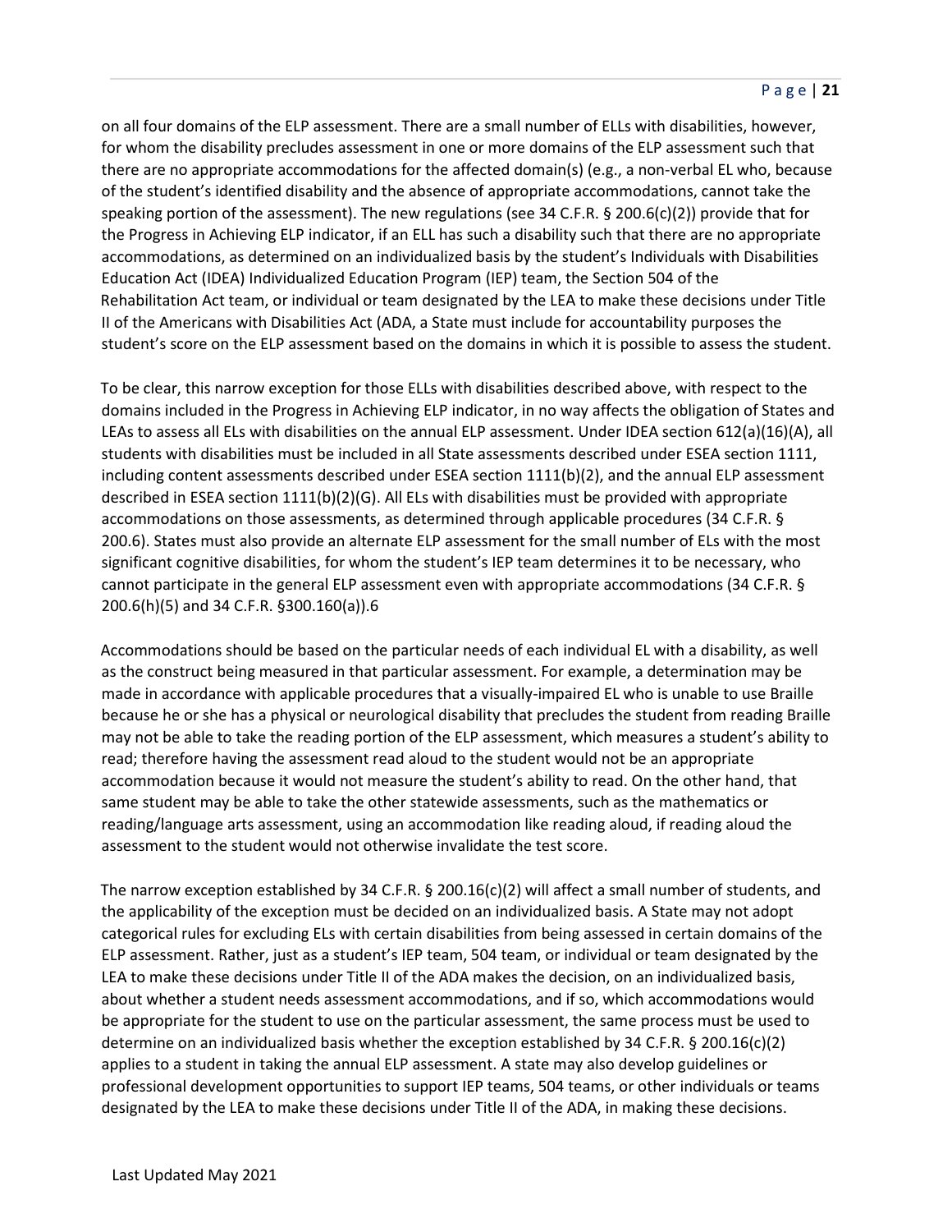on all four domains of the ELP assessment. There are a small number of ELLs with disabilities, however, for whom the disability precludes assessment in one or more domains of the ELP assessment such that there are no appropriate accommodations for the affected domain(s) (e.g., a non-verbal EL who, because of the student's identified disability and the absence of appropriate accommodations, cannot take the speaking portion of the assessment). The new regulations (see 34 C.F.R. § 200.6(c)(2)) provide that for the Progress in Achieving ELP indicator, if an ELL has such a disability such that there are no appropriate accommodations, as determined on an individualized basis by the student's Individuals with Disabilities Education Act (IDEA) Individualized Education Program (IEP) team, the Section 504 of the Rehabilitation Act team, or individual or team designated by the LEA to make these decisions under Title II of the Americans with Disabilities Act (ADA, a State must include for accountability purposes the student's score on the ELP assessment based on the domains in which it is possible to assess the student.

To be clear, this narrow exception for those ELLs with disabilities described above, with respect to the domains included in the Progress in Achieving ELP indicator, in no way affects the obligation of States and LEAs to assess all ELs with disabilities on the annual ELP assessment. Under IDEA section 612(a)(16)(A), all students with disabilities must be included in all State assessments described under ESEA section 1111, including content assessments described under ESEA section 1111(b)(2), and the annual ELP assessment described in ESEA section 1111(b)(2)(G). All ELs with disabilities must be provided with appropriate accommodations on those assessments, as determined through applicable procedures (34 C.F.R. § 200.6). States must also provide an alternate ELP assessment for the small number of ELs with the most significant cognitive disabilities, for whom the student's IEP team determines it to be necessary, who cannot participate in the general ELP assessment even with appropriate accommodations (34 C.F.R. § 200.6(h)(5) and 34 C.F.R. §300.160(a)).6

Accommodations should be based on the particular needs of each individual EL with a disability, as well as the construct being measured in that particular assessment. For example, a determination may be made in accordance with applicable procedures that a visually-impaired EL who is unable to use Braille because he or she has a physical or neurological disability that precludes the student from reading Braille may not be able to take the reading portion of the ELP assessment, which measures a student's ability to read; therefore having the assessment read aloud to the student would not be an appropriate accommodation because it would not measure the student's ability to read. On the other hand, that same student may be able to take the other statewide assessments, such as the mathematics or reading/language arts assessment, using an accommodation like reading aloud, if reading aloud the assessment to the student would not otherwise invalidate the test score.

The narrow exception established by 34 C.F.R. § 200.16(c)(2) will affect a small number of students, and the applicability of the exception must be decided on an individualized basis. A State may not adopt categorical rules for excluding ELs with certain disabilities from being assessed in certain domains of the ELP assessment. Rather, just as a student's IEP team, 504 team, or individual or team designated by the LEA to make these decisions under Title II of the ADA makes the decision, on an individualized basis, about whether a student needs assessment accommodations, and if so, which accommodations would be appropriate for the student to use on the particular assessment, the same process must be used to determine on an individualized basis whether the exception established by 34 C.F.R. § 200.16(c)(2) applies to a student in taking the annual ELP assessment. A state may also develop guidelines or professional development opportunities to support IEP teams, 504 teams, or other individuals or teams designated by the LEA to make these decisions under Title II of the ADA, in making these decisions.